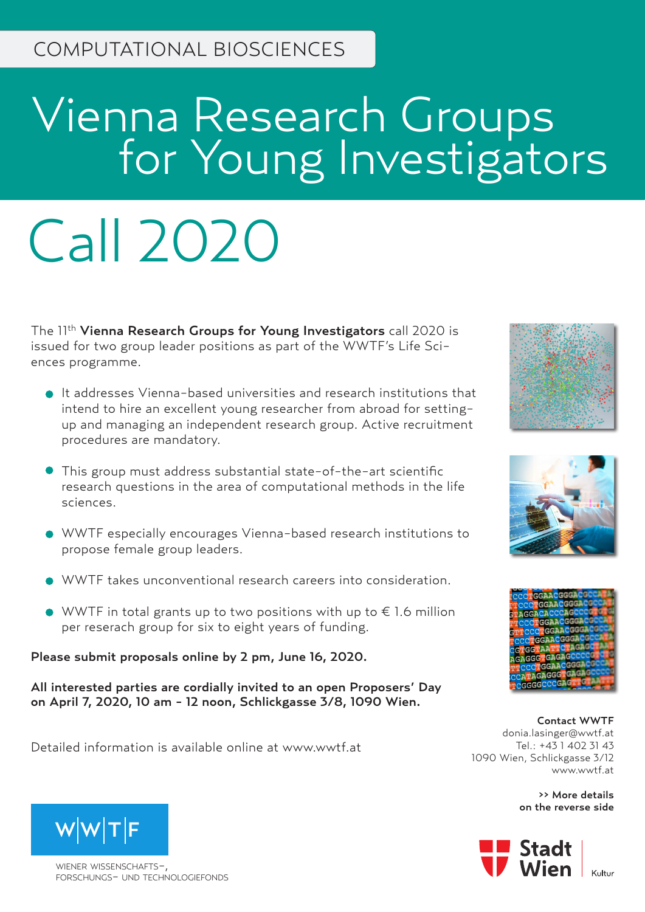COMPUTATIONAL BIOSCIENCES

# Vienna Research Groups for Young Investigators

# Call 2020

The 11th **Vienna Research Groups for Young Investigators** call 2020 is issued for two group leader positions as part of the WWTF's Life Sciences programme.

- It addresses Vienna-based universities and research institutions that intend to hire an excellent young researcher from abroad for setting-up and managing an independent research group. Active recruitment procedures are mandatory.
- This group must address substantial state-of-the-art scientific research questions in the area of computational methods in the life sciences.
- WWTF especially encourages Vienna-based research institutions to propose female group leaders.
- WWTF takes unconventional research careers into consideration.
- WWTF in total grants up to two positions with up to € 1.6 million per reserach group for six to eight years of funding.

**Please submit proposals online by 2 pm, June 16, 2020.**

**All interested parties are cordially invited to an open Proposers' Day on April 7, 2020, 10 am - 12 noon, Schlickgasse 3/8, 1090 Wien.**

Detailed information is available online at www.wwtf.at

**Contact WWTF**
donia.lasinger@wwtf.at
Tel.: +43 1 402 31 43
1090 Wien, Schlickgasse 3/12
www.wwtf.at

**>> More details on the reverse side**

W|W|T|F
WIENER WISSENSCHAFTS-, FORSCHUNGS- UND TECHNOLOGIEFONDS

Stadt Wien | Kultur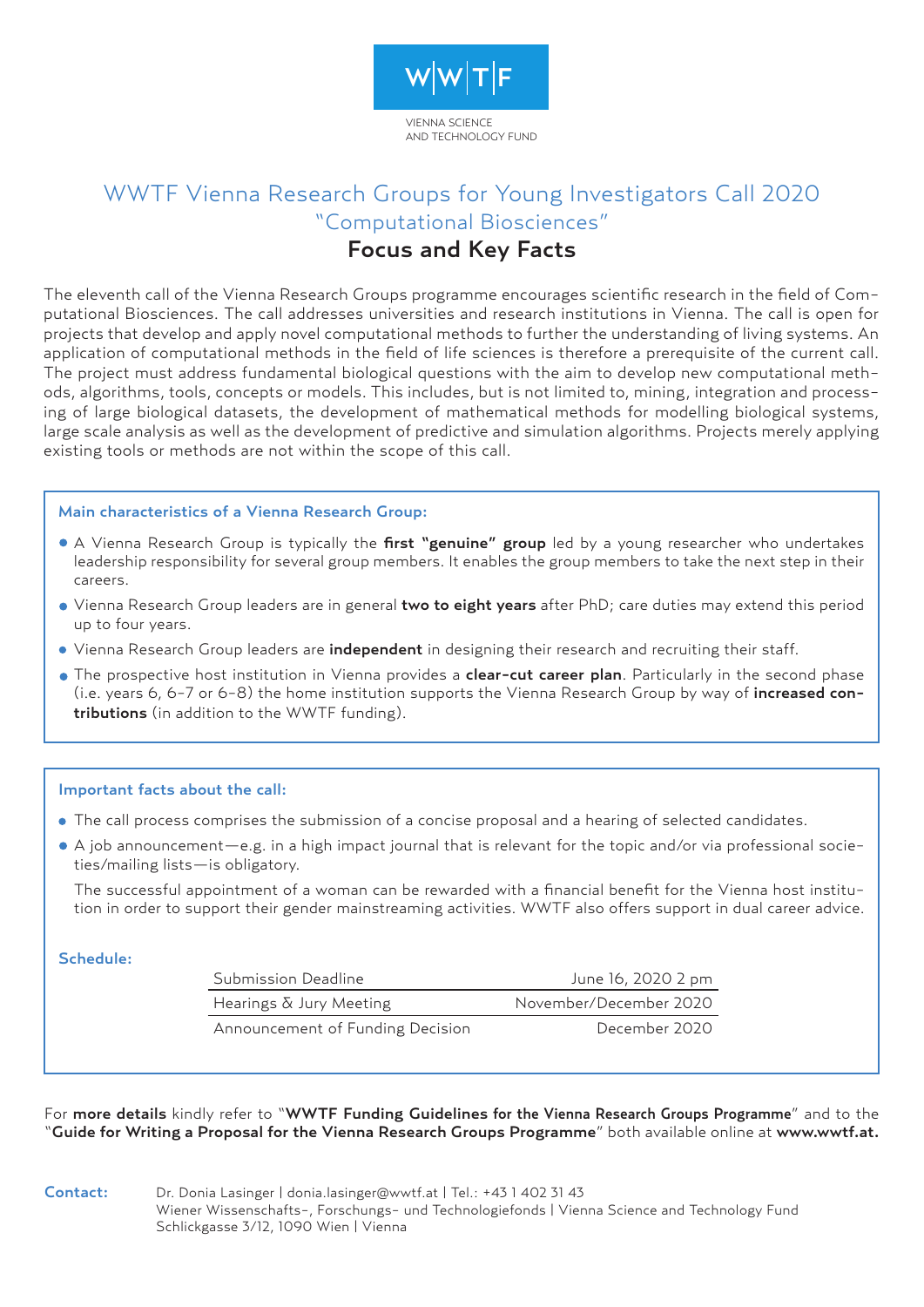WWTF

VIENNA SCIENCE AND TECHNOLOGY FUND

# WWTF Vienna Research Groups for Young Investigators Call 2020 "Computational Biosciences"

## Focus and Key Facts

The eleventh call of the Vienna Research Groups programme encourages scientific research in the field of Computational Biosciences. The call addresses universities and research institutions in Vienna. The call is open for projects that develop and apply novel computational methods to further the understanding of living systems. An application of computational methods in the field of life sciences is therefore a prerequisite of the current call. The project must address fundamental biological questions with the aim to develop new computational methods, algorithms, tools, concepts or models. This includes, but is not limited to, mining, integration and processing of large biological datasets, the development of mathematical methods for modelling biological systems, large scale analysis as well as the development of predictive and simulation algorithms. Projects merely applying existing tools or methods are not within the scope of this call.

### Main characteristics of a Vienna Research Group:

- A Vienna Research Group is typically the **first "genuine" group** led by a young researcher who undertakes leadership responsibility for several group members. It enables the group members to take the next step in their careers.
- Vienna Research Group leaders are in general **two to eight years** after PhD; care duties may extend this period up to four years.
- Vienna Research Group leaders are **independent** in designing their research and recruiting their staff.
- The prospective host institution in Vienna provides a **clear-cut career plan**. Particularly in the second phase (i.e. years 6, 6-7 or 6-8) the home institution supports the Vienna Research Group by way of **increased contributions** (in addition to the WWTF funding).

### Important facts about the call:

- The call process comprises the submission of a concise proposal and a hearing of selected candidates.
- A job announcement—e.g. in a high impact journal that is relevant for the topic and/or via professional societies/mailing lists—is obligatory.

  The successful appointment of a woman can be rewarded with a financial benefit for the Vienna host institution in order to support their gender mainstreaming activities. WWTF also offers support in dual career advice.

### Schedule:

| | |
|---|---|
| Submission Deadline | June 16, 2020 2 pm |
| Hearings & Jury Meeting | November/December 2020 |
| Announcement of Funding Decision | December 2020 |

For **more details** kindly refer to "**WWTF Funding Guidelines for the Vienna Research Groups Programme**" and to the "**Guide for Writing a Proposal for the Vienna Research Groups Programme**" both available online at **www.wwtf.at.**

**Contact:** Dr. Donia Lasinger | donia.lasinger@wwtf.at | Tel.: +43 1 402 31 43
Wiener Wissenschafts-, Forschungs- und Technologiefonds | Vienna Science and Technology Fund
Schlickgasse 3/12, 1090 Wien | Vienna